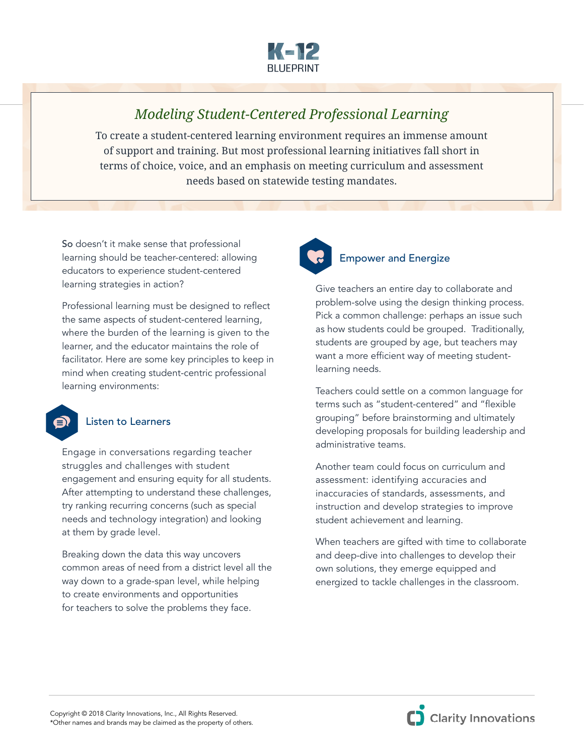# Modeling Student-Centered Professional Learning

To create a student-centered learning environment requires an immense amount of support and training. But most professional learning initiatives fall short in terms of choice, voice, and an emphasis on meeting curriculum and assessment needs based on statewide testing mandates.

So doesn't it make sense that professional learning should be teacher-centered: allowing educators to experience student-centered learning strategies in action?

Professional learning must be designed to reflect the same aspects of student-centered learning, where the burden of the learning is given to the learner, and the educator maintains the role of facilitator. Here are some key principles to keep in mind when creating student-centric professional learning environments:

## Listen to Learners

Engage in conversations regarding teacher struggles and challenges with student engagement and ensuring equity for all students. After attempting to understand these challenges, try ranking recurring concerns (such as special needs and technology integration) and looking at them by grade level.

Breaking down the data this way uncovers common areas of need from a district level all the way down to a grade-span level, while helping to create environments and opportunities for teachers to solve the problems they face.

## Empower and Energize

Give teachers an entire day to collaborate and problem-solve using the design thinking process. Pick a common challenge: perhaps an issue such as how students could be grouped. Traditionally, students are grouped by age, but teachers may want a more efficient way of meeting student-learning needs.

Teachers could settle on a common language for terms such as "student-centered" and "flexible grouping" before brainstorming and ultimately developing proposals for building leadership and administrative teams.

Another team could focus on curriculum and assessment: identifying accuracies and inaccuracies of standards, assessments, and instruction and develop strategies to improve student achievement and learning.

When teachers are gifted with time to collaborate and deep-dive into challenges to develop their own solutions, they emerge equipped and energized to tackle challenges in the classroom.

Copyright © 2018 Clarity Innovations, Inc., All Rights Reserved.
*Other names and brands may be claimed as the property of others.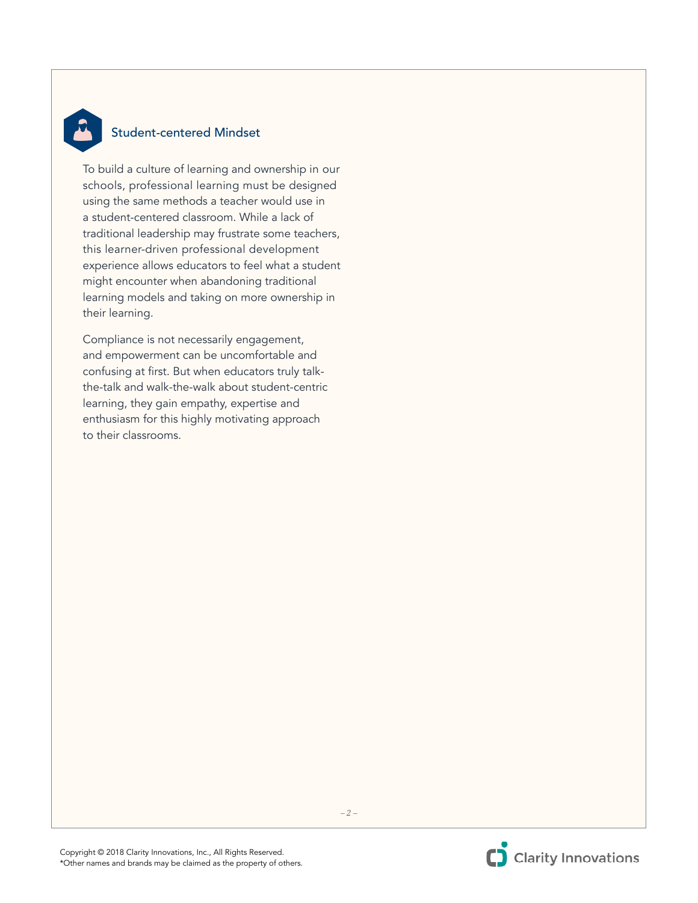## Student-centered Mindset

To build a culture of learning and ownership in our schools, professional learning must be designed using the same methods a teacher would use in a student-centered classroom. While a lack of traditional leadership may frustrate some teachers, this learner-driven professional development experience allows educators to feel what a student might encounter when abandoning traditional learning models and taking on more ownership in their learning.

Compliance is not necessarily engagement, and empowerment can be uncomfortable and confusing at first. But when educators truly talk-the-talk and walk-the-walk about student-centric learning, they gain empathy, expertise and enthusiasm for this highly motivating approach to their classrooms.